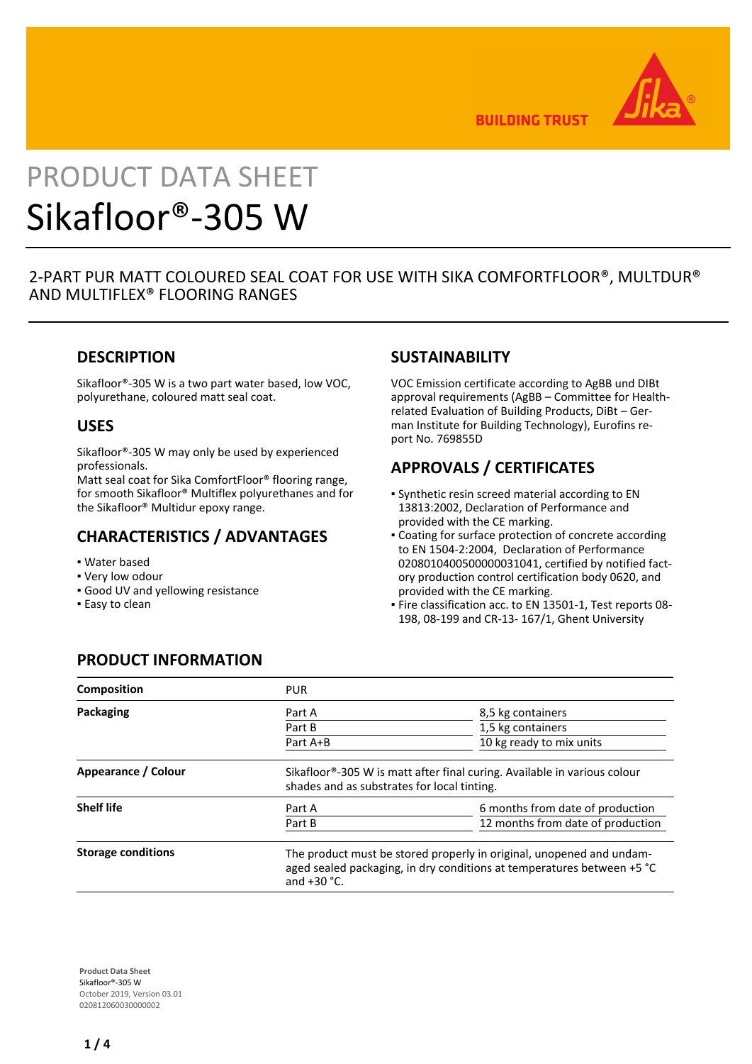# PRODUCT DATA SHEET

# Sikafloor®-305 W

## 2-PART PUR MATT COLOURED SEAL COAT FOR USE WITH SIKA COMFORTFLOOR®, MULTDUR® AND MULTIFLEX® FLOORING RANGES

## DESCRIPTION

Sikafloor®-305 W is a two part water based, low VOC, polyurethane, coloured matt seal coat.

## USES

Sikafloor®-305 W may only be used by experienced professionals.
Matt seal coat for Sika ComfortFloor® flooring range, for smooth Sikafloor® Multiflex polyurethanes and for the Sikafloor® Multidur epoxy range.

## CHARACTERISTICS / ADVANTAGES

- Water based
- Very low odour
- Good UV and yellowing resistance
- Easy to clean

## SUSTAINABILITY

VOC Emission certificate according to AgBB und DIBt approval requirements (AgBB – Committee for Health-related Evaluation of Building Products, DiBt – German Institute for Building Technology), Eurofins report No. 769855D

## APPROVALS / CERTIFICATES

- Synthetic resin screed material according to EN 13813:2002, Declaration of Performance and provided with the CE marking.
- Coating for surface protection of concrete according to EN 1504-2:2004, Declaration of Performance 02080104005000000031041, certified by notified factory production control certification body 0620, and provided with the CE marking.
- Fire classification acc. to EN 13501-1, Test reports 08-198, 08-199 and CR-13- 167/1, Ghent University

## PRODUCT INFORMATION

| | | |
|---|---|---|
| **Composition** | PUR | |
| **Packaging** | Part A | 8,5 kg containers |
| | Part B | 1,5 kg containers |
| | Part A+B | 10 kg ready to mix units |
| **Appearance / Colour** | Sikafloor®-305 W is matt after final curing. Available in various colour shades and as substrates for local tinting. | |
| **Shelf life** | Part A | 6 months from date of production |
| | Part B | 12 months from date of production |
| **Storage conditions** | The product must be stored properly in original, unopened and undamaged sealed packaging, in dry conditions at temperatures between +5 °C and +30 °C. | |

**Product Data Sheet**
Sikafloor®-305 W
October 2019, Version 03.01
020812060030000002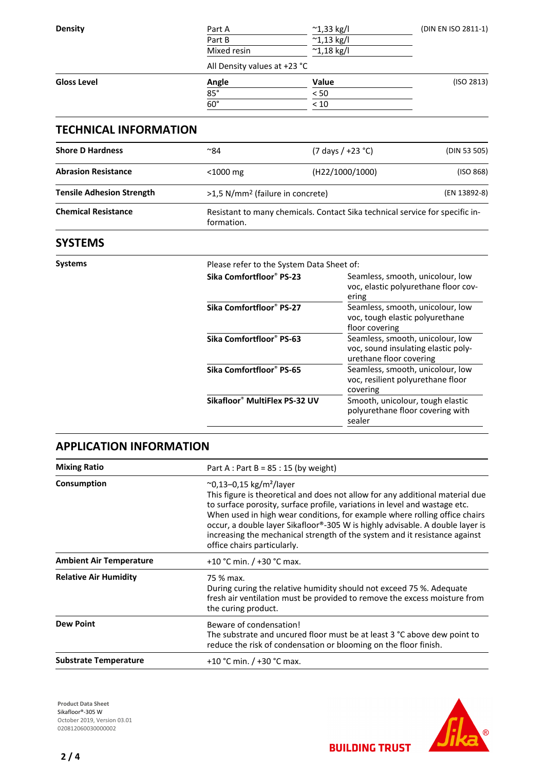| | | | |
|---|---|---|---|
| **Density** | Part A | ~1,33 kg/l | (DIN EN ISO 2811-1) |
| | Part B | ~1,13 kg/l | |
| | Mixed resin | ~1,18 kg/l | |
| | All Density values at +23 °C | | |
| **Gloss Level** | **Angle** | **Value** | (ISO 2813) |
| | 85° | < 50 | |
| | 60° | < 10 | |

## TECHNICAL INFORMATION

| | | | |
|---|---|---|---|
| **Shore D Hardness** | ~84 | (7 days / +23 °C) | (DIN 53 505) |
| **Abrasion Resistance** | <1000 mg | (H22/1000/1000) | (ISO 868) |
| **Tensile Adhesion Strength** | >1,5 N/mm² (failure in concrete) | | (EN 13892-8) |
| **Chemical Resistance** | Resistant to many chemicals. Contact Sika technical service for specific information. | | |

## SYSTEMS

**Systems**

Please refer to the System Data Sheet of:

| | |
|---|---|
| **Sika Comfortfloor® PS-23** | Seamless, smooth, unicolour, low voc, elastic polyurethane floor covering |
| **Sika Comfortfloor® PS-27** | Seamless, smooth, unicolour, low voc, tough elastic polyurethane floor covering |
| **Sika Comfortfloor® PS-63** | Seamless, smooth, unicolour, low voc, sound insulating elastic polyurethane floor covering |
| **Sika Comfortfloor® PS-65** | Seamless, smooth, unicolour, low voc, resilient polyurethane floor covering |
| **Sikafloor® MultiFlex PS-32 UV** | Smooth, unicolour, tough elastic polyurethane floor covering with sealer |

## APPLICATION INFORMATION

| | |
|---|---|
| **Mixing Ratio** | Part A : Part B = 85 : 15 (by weight) |
| **Consumption** | ~0,13–0,15 kg/m²/layer<br>This figure is theoretical and does not allow for any additional material due to surface porosity, surface profile, variations in level and wastage etc.<br>When used in high wear conditions, for example where rolling office chairs occur, a double layer Sikafloor®-305 W is highly advisable. A double layer is increasing the mechanical strength of the system and it resistance against office chairs particularly. |
| **Ambient Air Temperature** | +10 °C min. / +30 °C max. |
| **Relative Air Humidity** | 75 % max.<br>During curing the relative humidity should not exceed 75 %. Adequate fresh air ventilation must be provided to remove the excess moisture from the curing product. |
| **Dew Point** | Beware of condensation!<br>The substrate and uncured floor must be at least 3 °C above dew point to reduce the risk of condensation or blooming on the floor finish. |
| **Substrate Temperature** | +10 °C min. / +30 °C max. |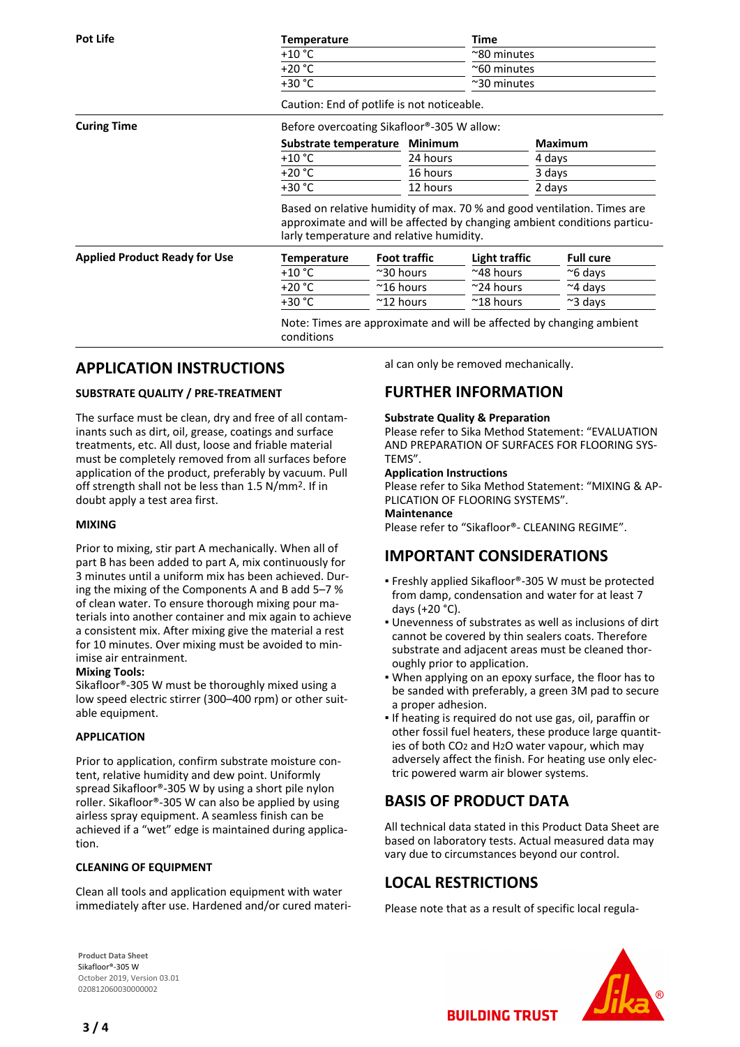**Pot Life**

| Temperature | Time |
|---|---|
| +10 °C | ~80 minutes |
| +20 °C | ~60 minutes |
| +30 °C | ~30 minutes |

Caution: End of potlife is not noticeable.

**Curing Time**

Before overcoating Sikafloor®-305 W allow:

| Substrate temperature | Minimum | Maximum |
|---|---|---|
| +10 °C | 24 hours | 4 days |
| +20 °C | 16 hours | 3 days |
| +30 °C | 12 hours | 2 days |

Based on relative humidity of max. 70 % and good ventilation. Times are approximate and will be affected by changing ambient conditions particularly temperature and relative humidity.

**Applied Product Ready for Use**

| Temperature | Foot traffic | Light traffic | Full cure |
|---|---|---|---|
| +10 °C | ~30 hours | ~48 hours | ~6 days |
| +20 °C | ~16 hours | ~24 hours | ~4 days |
| +30 °C | ~12 hours | ~18 hours | ~3 days |

Note: Times are approximate and will be affected by changing ambient conditions

## APPLICATION INSTRUCTIONS

### SUBSTRATE QUALITY / PRE-TREATMENT

The surface must be clean, dry and free of all contaminants such as dirt, oil, grease, coatings and surface treatments, etc. All dust, loose and friable material must be completely removed from all surfaces before application of the product, preferably by vacuum. Pull off strength shall not be less than 1.5 N/mm². If in doubt apply a test area first.

### MIXING

Prior to mixing, stir part A mechanically. When all of part B has been added to part A, mix continuously for 3 minutes until a uniform mix has been achieved. During the mixing of the Components A and B add 5–7 % of clean water. To ensure thorough mixing pour materials into another container and mix again to achieve a consistent mix. After mixing give the material a rest for 10 minutes. Over mixing must be avoided to minimise air entrainment.

**Mixing Tools:**
Sikafloor®-305 W must be thoroughly mixed using a low speed electric stirrer (300–400 rpm) or other suitable equipment.

### APPLICATION

Prior to application, confirm substrate moisture content, relative humidity and dew point. Uniformly spread Sikafloor®-305 W by using a short pile nylon roller. Sikafloor®-305 W can also be applied by using airless spray equipment. A seamless finish can be achieved if a "wet" edge is maintained during application.

### CLEANING OF EQUIPMENT

Clean all tools and application equipment with water immediately after use. Hardened and/or cured material can only be removed mechanically.

## FURTHER INFORMATION

**Substrate Quality & Preparation**
Please refer to Sika Method Statement: "EVALUATION AND PREPARATION OF SURFACES FOR FLOORING SYSTEMS".
**Application Instructions**
Please refer to Sika Method Statement: "MIXING & APPLICATION OF FLOORING SYSTEMS".
**Maintenance**
Please refer to "Sikafloor®- CLEANING REGIME".

## IMPORTANT CONSIDERATIONS

- Freshly applied Sikafloor®-305 W must be protected from damp, condensation and water for at least 7 days (+20 °C).
- Unevenness of substrates as well as inclusions of dirt cannot be covered by thin sealers coats. Therefore substrate and adjacent areas must be cleaned thoroughly prior to application.
- When applying on an epoxy surface, the floor has to be sanded with preferably, a green 3M pad to secure a proper adhesion.
- If heating is required do not use gas, oil, paraffin or other fossil fuel heaters, these produce large quantities of both $CO_2$ and $H_2O$ water vapour, which may adversely affect the finish. For heating use only electric powered warm air blower systems.

## BASIS OF PRODUCT DATA

All technical data stated in this Product Data Sheet are based on laboratory tests. Actual measured data may vary due to circumstances beyond our control.

## LOCAL RESTRICTIONS

Please note that as a result of specific local regula-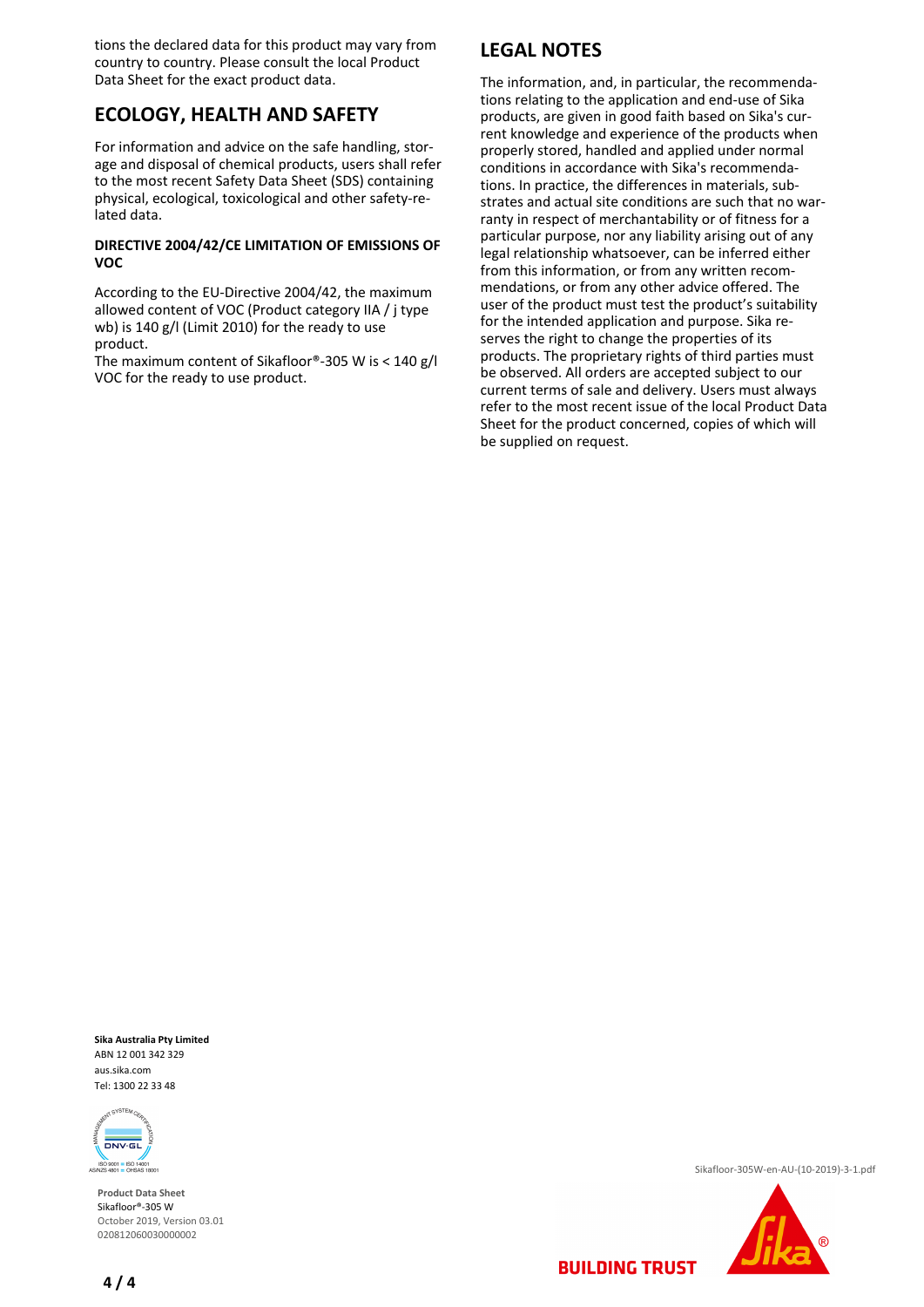tions the declared data for this product may vary from country to country. Please consult the local Product Data Sheet for the exact product data.

## ECOLOGY, HEALTH AND SAFETY

For information and advice on the safe handling, storage and disposal of chemical products, users shall refer to the most recent Safety Data Sheet (SDS) containing physical, ecological, toxicological and other safety-related data.

### DIRECTIVE 2004/42/CE LIMITATION OF EMISSIONS OF VOC

According to the EU-Directive 2004/42, the maximum allowed content of VOC (Product category IIA / j type wb) is 140 g/l (Limit 2010) for the ready to use product.
The maximum content of Sikafloor®-305 W is < 140 g/l VOC for the ready to use product.

## LEGAL NOTES

The information, and, in particular, the recommendations relating to the application and end-use of Sika products, are given in good faith based on Sika's current knowledge and experience of the products when properly stored, handled and applied under normal conditions in accordance with Sika's recommendations. In practice, the differences in materials, substrates and actual site conditions are such that no warranty in respect of merchantability or of fitness for a particular purpose, nor any liability arising out of any legal relationship whatsoever, can be inferred either from this information, or from any written recommendations, or from any other advice offered. The user of the product must test the product's suitability for the intended application and purpose. Sika reserves the right to change the properties of its products. The proprietary rights of third parties must be observed. All orders are accepted subject to our current terms of sale and delivery. Users must always refer to the most recent issue of the local Product Data Sheet for the product concerned, copies of which will be supplied on request.

**Sika Australia Pty Limited**
ABN 12 001 342 329
aus.sika.com
Tel: 1300 22 33 48

ISO 9001 ISO 14001
AS/NZS 4801 OHSAS 18001

**Product Data Sheet**
Sikafloor®-305 W
October 2019, Version 03.01
020812060030000002

Sikafloor-305W-en-AU-(10-2019)-3-1.pdf

BUILDING TRUST